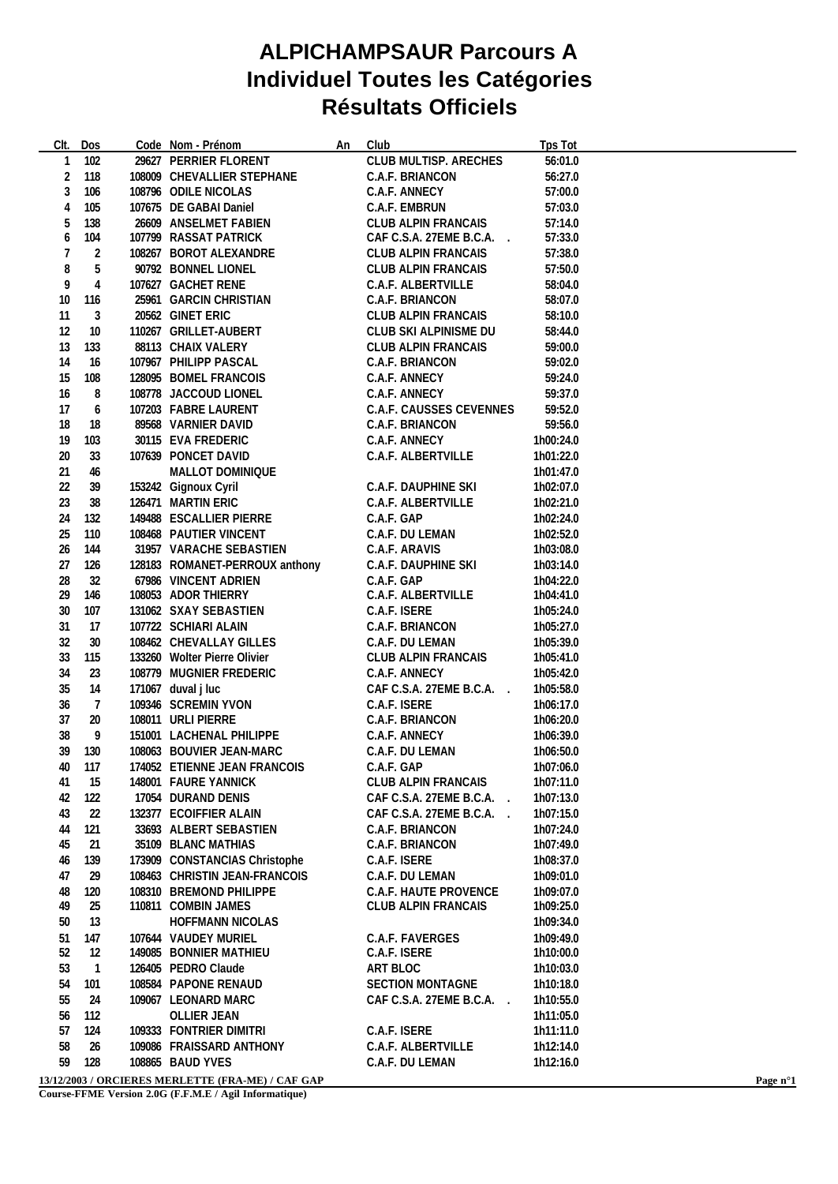# ALPICHAMPSAUR Parcours A
# Individuel Toutes les Catégories
# Résultats Officiels

| Clt. | Dos | Code | Nom - Prénom | An | Club | Tps Tot |
|---|---|---|---|---|---|---|
| 1 | 102 | 29627 | PERRIER FLORENT | | CLUB MULTISP. ARECHES | 56:01.0 |
| 2 | 118 | 108009 | CHEVALLIER STEPHANE | | C.A.F. BRIANCON | 56:27.0 |
| 3 | 106 | 108796 | ODILE NICOLAS | | C.A.F. ANNECY | 57:00.0 |
| 4 | 105 | 107675 | DE GABAI Daniel | | C.A.F. EMBRUN | 57:03.0 |
| 5 | 138 | 26609 | ANSELMET FABIEN | | CLUB ALPIN FRANCAIS | 57:14.0 |
| 6 | 104 | 107799 | RASSAT PATRICK | | CAF C.S.A. 27EME B.C.A. . | 57:33.0 |
| 7 | 2 | 108267 | BOROT ALEXANDRE | | CLUB ALPIN FRANCAIS | 57:38.0 |
| 8 | 5 | 90792 | BONNEL LIONEL | | CLUB ALPIN FRANCAIS | 57:50.0 |
| 9 | 4 | 107627 | GACHET RENE | | C.A.F. ALBERTVILLE | 58:04.0 |
| 10 | 116 | 25961 | GARCIN CHRISTIAN | | C.A.F. BRIANCON | 58:07.0 |
| 11 | 3 | 20562 | GINET ERIC | | CLUB ALPIN FRANCAIS | 58:10.0 |
| 12 | 10 | 110267 | GRILLET-AUBERT | | CLUB SKI ALPINISME DU | 58:44.0 |
| 13 | 133 | 88113 | CHAIX VALERY | | CLUB ALPIN FRANCAIS | 59:00.0 |
| 14 | 16 | 107967 | PHILIPP PASCAL | | C.A.F. BRIANCON | 59:02.0 |
| 15 | 108 | 128095 | BOMEL FRANCOIS | | C.A.F. ANNECY | 59:24.0 |
| 16 | 8 | 108778 | JACCOUD LIONEL | | C.A.F. ANNECY | 59:37.0 |
| 17 | 6 | 107203 | FABRE LAURENT | | C.A.F. CAUSSES CEVENNES | 59:52.0 |
| 18 | 18 | 89568 | VARNIER DAVID | | C.A.F. BRIANCON | 59:56.0 |
| 19 | 103 | 30115 | EVA FREDERIC | | C.A.F. ANNECY | 1h00:24.0 |
| 20 | 33 | 107639 | PONCET DAVID | | C.A.F. ALBERTVILLE | 1h01:22.0 |
| 21 | 46 | | MALLOT DOMINIQUE | | | 1h01:47.0 |
| 22 | 39 | 153242 | Gignoux Cyril | | C.A.F. DAUPHINE SKI | 1h02:07.0 |
| 23 | 38 | 126471 | MARTIN ERIC | | C.A.F. ALBERTVILLE | 1h02:21.0 |
| 24 | 132 | 149488 | ESCALLIER PIERRE | | C.A.F. GAP | 1h02:24.0 |
| 25 | 110 | 108468 | PAUTIER VINCENT | | C.A.F. DU LEMAN | 1h02:52.0 |
| 26 | 144 | 31957 | VARACHE SEBASTIEN | | C.A.F. ARAVIS | 1h03:08.0 |
| 27 | 126 | 128183 | ROMANET-PERROUX anthony | | C.A.F. DAUPHINE SKI | 1h03:14.0 |
| 28 | 32 | 67986 | VINCENT ADRIEN | | C.A.F. GAP | 1h04:22.0 |
| 29 | 146 | 108053 | ADOR THIERRY | | C.A.F. ALBERTVILLE | 1h04:41.0 |
| 30 | 107 | 131062 | SXAY SEBASTIEN | | C.A.F. ISERE | 1h05:24.0 |
| 31 | 17 | 107722 | SCHIARI ALAIN | | C.A.F. BRIANCON | 1h05:27.0 |
| 32 | 30 | 108462 | CHEVALLAY GILLES | | C.A.F. DU LEMAN | 1h05:39.0 |
| 33 | 115 | 133260 | Wolter Pierre Olivier | | CLUB ALPIN FRANCAIS | 1h05:41.0 |
| 34 | 23 | 108779 | MUGNIER FREDERIC | | C.A.F. ANNECY | 1h05:42.0 |
| 35 | 14 | 171067 | duval j luc | | CAF C.S.A. 27EME B.C.A. . | 1h05:58.0 |
| 36 | 7 | 109346 | SCREMIN YVON | | C.A.F. ISERE | 1h06:17.0 |
| 37 | 20 | 108011 | URLI PIERRE | | C.A.F. BRIANCON | 1h06:20.0 |
| 38 | 9 | 151001 | LACHENAL PHILIPPE | | C.A.F. ANNECY | 1h06:39.0 |
| 39 | 130 | 108063 | BOUVIER JEAN-MARC | | C.A.F. DU LEMAN | 1h06:50.0 |
| 40 | 117 | 174052 | ETIENNE JEAN FRANCOIS | | C.A.F. GAP | 1h07:06.0 |
| 41 | 15 | 148001 | FAURE YANNICK | | CLUB ALPIN FRANCAIS | 1h07:11.0 |
| 42 | 122 | 17054 | DURAND DENIS | | CAF C.S.A. 27EME B.C.A. . | 1h07:13.0 |
| 43 | 22 | 132377 | ECOIFFIER ALAIN | | CAF C.S.A. 27EME B.C.A. . | 1h07:15.0 |
| 44 | 121 | 33693 | ALBERT SEBASTIEN | | C.A.F. BRIANCON | 1h07:24.0 |
| 45 | 21 | 35109 | BLANC MATHIAS | | C.A.F. BRIANCON | 1h07:49.0 |
| 46 | 139 | 173909 | CONSTANCIAS Christophe | | C.A.F. ISERE | 1h08:37.0 |
| 47 | 29 | 108463 | CHRISTIN JEAN-FRANCOIS | | C.A.F. DU LEMAN | 1h09:01.0 |
| 48 | 120 | 108310 | BREMOND PHILIPPE | | C.A.F. HAUTE PROVENCE | 1h09:07.0 |
| 49 | 25 | 110811 | COMBIN JAMES | | CLUB ALPIN FRANCAIS | 1h09:25.0 |
| 50 | 13 | | HOFFMANN NICOLAS | | | 1h09:34.0 |
| 51 | 147 | 107644 | VAUDEY MURIEL | | C.A.F. FAVERGES | 1h09:49.0 |
| 52 | 12 | 149085 | BONNIER MATHIEU | | C.A.F. ISERE | 1h10:00.0 |
| 53 | 1 | 126405 | PEDRO Claude | | ART BLOC | 1h10:03.0 |
| 54 | 101 | 108584 | PAPONE RENAUD | | SECTION MONTAGNE | 1h10:18.0 |
| 55 | 24 | 109067 | LEONARD MARC | | CAF C.S.A. 27EME B.C.A. . | 1h10:55.0 |
| 56 | 112 | | OLLIER JEAN | | | 1h11:05.0 |
| 57 | 124 | 109333 | FONTRIER DIMITRI | | C.A.F. ISERE | 1h11:11.0 |
| 58 | 26 | 109086 | FRAISSARD ANTHONY | | C.A.F. ALBERTVILLE | 1h12:14.0 |
| 59 | 128 | 108865 | BAUD YVES | | C.A.F. DU LEMAN | 1h12:16.0 |

**13/12/2003 / ORCIERES MERLETTE (FRA-ME) / CAF GAP**

**Course-FFME Version 2.0G (F.F.M.E / Agil Informatique)**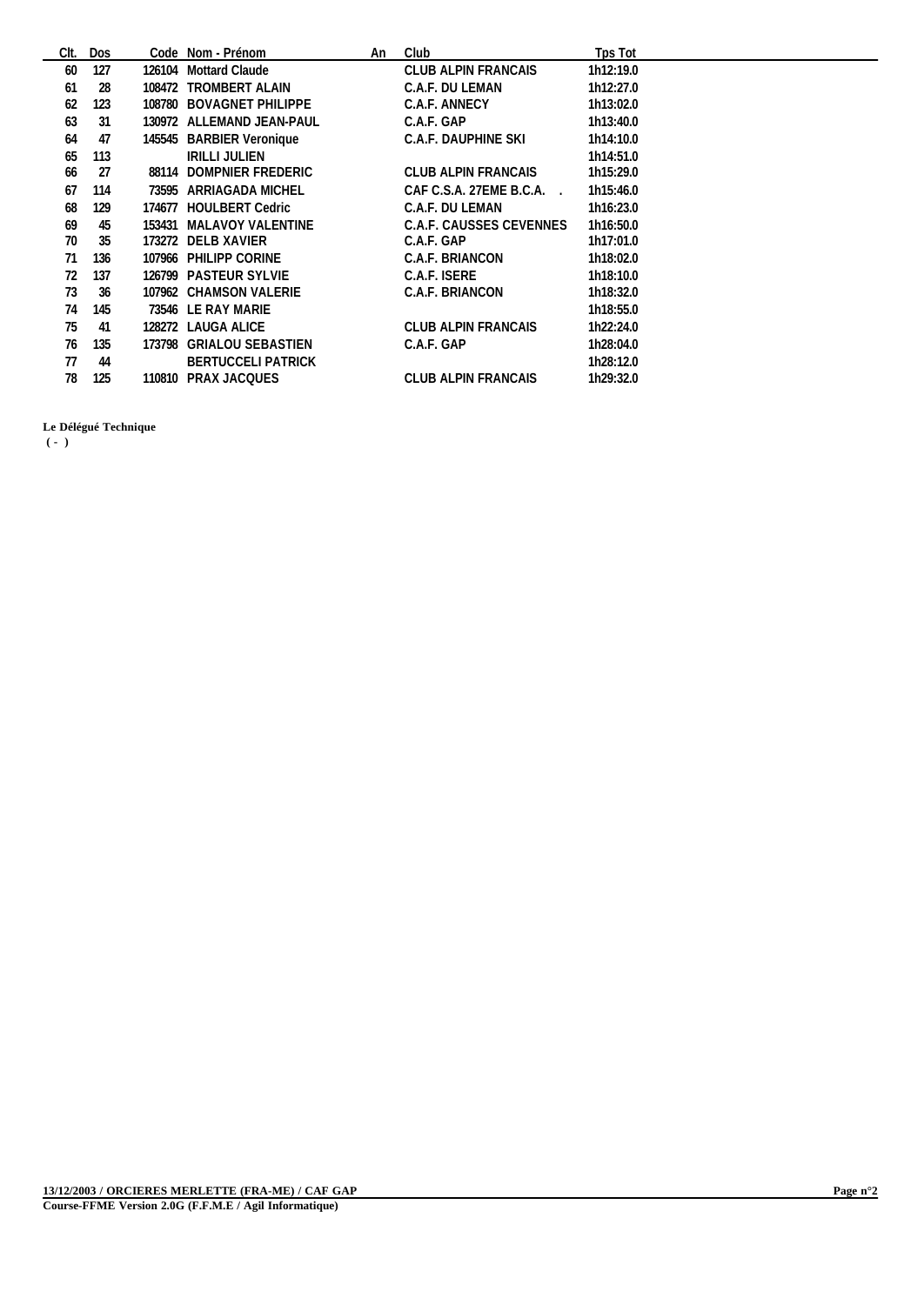| Clt. | Dos | Code | Nom - Prénom | An | Club | Tps Tot |
|---|---|---|---|---|---|---|
| 60 | 127 | 126104 | Mottard Claude | | CLUB ALPIN FRANCAIS | 1h12:19.0 |
| 61 | 28 | 108472 | TROMBERT ALAIN | | C.A.F. DU LEMAN | 1h12:27.0 |
| 62 | 123 | 108780 | BOVAGNET PHILIPPE | | C.A.F. ANNECY | 1h13:02.0 |
| 63 | 31 | 130972 | ALLEMAND JEAN-PAUL | | C.A.F. GAP | 1h13:40.0 |
| 64 | 47 | 145545 | BARBIER Veronique | | C.A.F. DAUPHINE SKI | 1h14:10.0 |
| 65 | 113 | | IRILLI JULIEN | | | 1h14:51.0 |
| 66 | 27 | 88114 | DOMPNIER FREDERIC | | CLUB ALPIN FRANCAIS | 1h15:29.0 |
| 67 | 114 | 73595 | ARRIAGADA MICHEL | | CAF C.S.A. 27EME B.C.A. . | 1h15:46.0 |
| 68 | 129 | 174677 | HOULBERT Cedric | | C.A.F. DU LEMAN | 1h16:23.0 |
| 69 | 45 | 153431 | MALAVOY VALENTINE | | C.A.F. CAUSSES CEVENNES | 1h16:50.0 |
| 70 | 35 | 173272 | DELB XAVIER | | C.A.F. GAP | 1h17:01.0 |
| 71 | 136 | 107966 | PHILIPP CORINE | | C.A.F. BRIANCON | 1h18:02.0 |
| 72 | 137 | 126799 | PASTEUR SYLVIE | | C.A.F. ISERE | 1h18:10.0 |
| 73 | 36 | 107962 | CHAMSON VALERIE | | C.A.F. BRIANCON | 1h18:32.0 |
| 74 | 145 | 73546 | LE RAY MARIE | | | 1h18:55.0 |
| 75 | 41 | 128272 | LAUGA ALICE | | CLUB ALPIN FRANCAIS | 1h22:24.0 |
| 76 | 135 | 173798 | GRIALOU SEBASTIEN | | C.A.F. GAP | 1h28:04.0 |
| 77 | 44 | | BERTUCCELI PATRICK | | | 1h28:12.0 |
| 78 | 125 | 110810 | PRAX JACQUES | | CLUB ALPIN FRANCAIS | 1h29:32.0 |

**Le Délégué Technique**
**( - )**

**13/12/2003 / ORCIERES MERLETTE (FRA-ME) / CAF GAP**
**Course-FFME Version 2.0G (F.F.M.E / Agil Informatique)**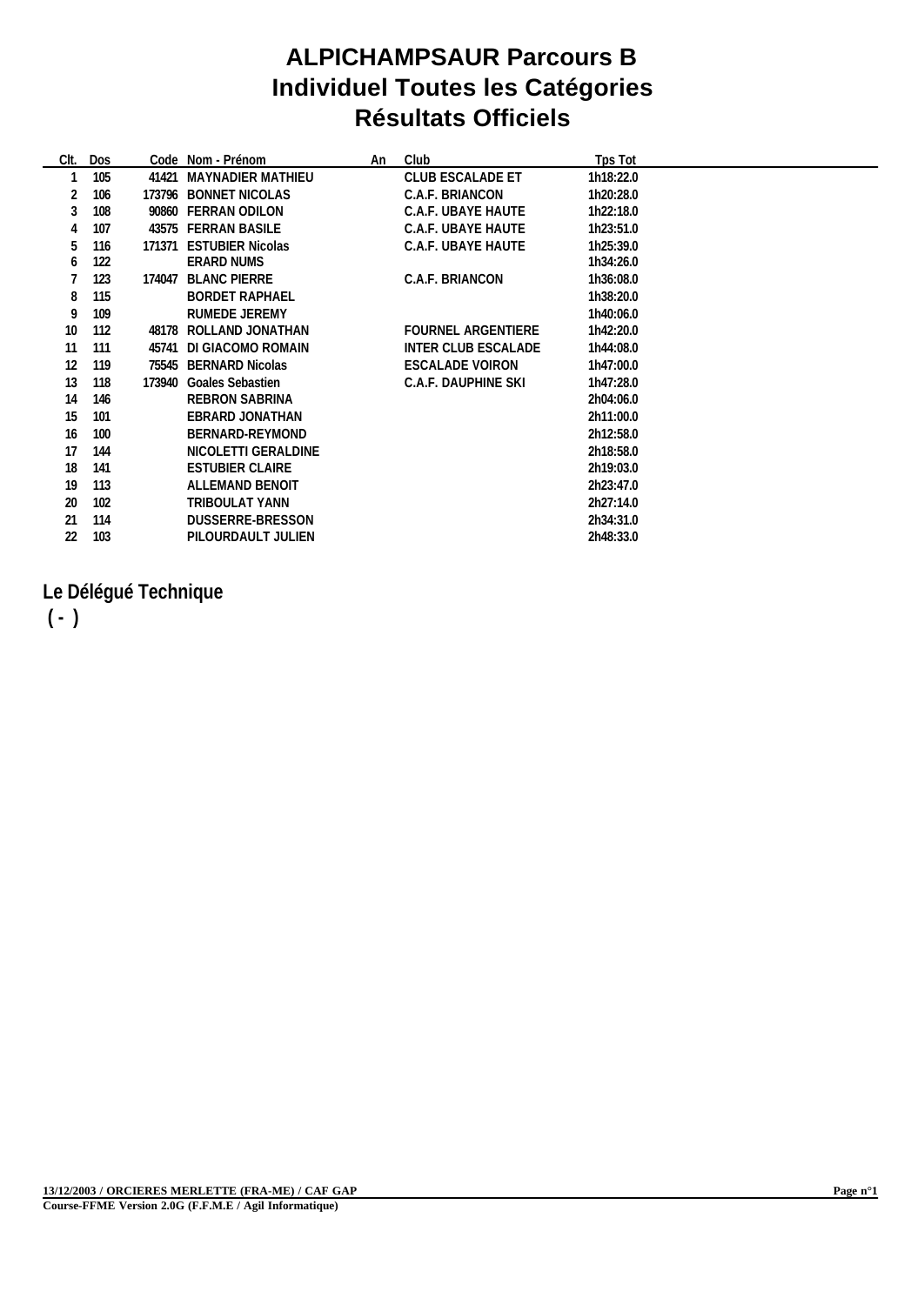# ALPICHAMPSAUR Parcours B
# Individuel Toutes les Catégories
# Résultats Officiels

| Clt. | Dos | Code | Nom - Prénom | An | Club | Tps Tot |
|---|---|---|---|---|---|---|
| 1 | 105 | 41421 | MAYNADIER MATHIEU | | CLUB ESCALADE ET | 1h18:22.0 |
| 2 | 106 | 173796 | BONNET NICOLAS | | C.A.F. BRIANCON | 1h20:28.0 |
| 3 | 108 | 90860 | FERRAN ODILON | | C.A.F. UBAYE HAUTE | 1h22:18.0 |
| 4 | 107 | 43575 | FERRAN BASILE | | C.A.F. UBAYE HAUTE | 1h23:51.0 |
| 5 | 116 | 171371 | ESTUBIER Nicolas | | C.A.F. UBAYE HAUTE | 1h25:39.0 |
| 6 | 122 | | ERARD NUMS | | | 1h34:26.0 |
| 7 | 123 | 174047 | BLANC PIERRE | | C.A.F. BRIANCON | 1h36:08.0 |
| 8 | 115 | | BORDET RAPHAEL | | | 1h38:20.0 |
| 9 | 109 | | RUMEDE JEREMY | | | 1h40:06.0 |
| 10 | 112 | 48178 | ROLLAND JONATHAN | | FOURNEL ARGENTIERE | 1h42:20.0 |
| 11 | 111 | 45741 | DI GIACOMO ROMAIN | | INTER CLUB ESCALADE | 1h44:08.0 |
| 12 | 119 | 75545 | BERNARD Nicolas | | ESCALADE VOIRON | 1h47:00.0 |
| 13 | 118 | 173940 | Goales Sebastien | | C.A.F. DAUPHINE SKI | 1h47:28.0 |
| 14 | 146 | | REBRON SABRINA | | | 2h04:06.0 |
| 15 | 101 | | EBRARD JONATHAN | | | 2h11:00.0 |
| 16 | 100 | | BERNARD-REYMOND | | | 2h12:58.0 |
| 17 | 144 | | NICOLETTI GERALDINE | | | 2h18:58.0 |
| 18 | 141 | | ESTUBIER CLAIRE | | | 2h19:03.0 |
| 19 | 113 | | ALLEMAND BENOIT | | | 2h23:47.0 |
| 20 | 102 | | TRIBOULAT YANN | | | 2h27:14.0 |
| 21 | 114 | | DUSSERRE-BRESSON | | | 2h34:31.0 |
| 22 | 103 | | PILOURDAULT JULIEN | | | 2h48:33.0 |

**Le Délégué Technique**

**( - )**

**13/12/2003 / ORCIERES MERLETTE (FRA-ME) / CAF GAP**

**Course-FFME Version 2.0G (F.F.M.E / Agil Informatique)**